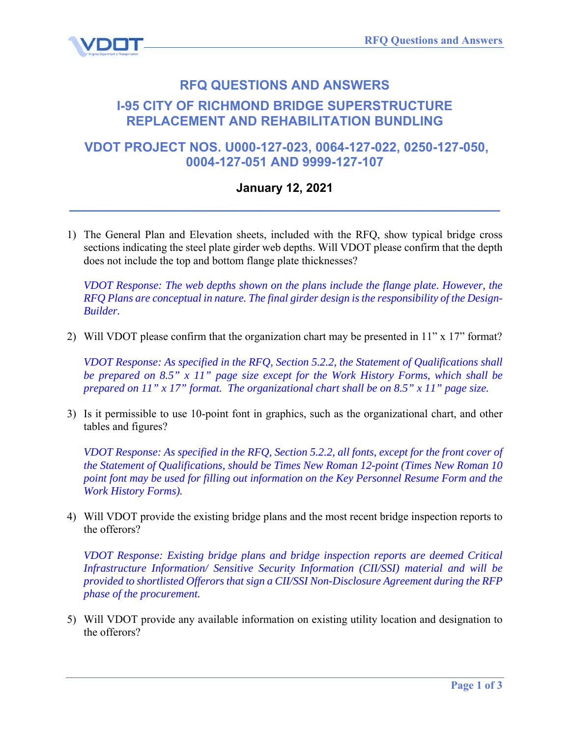# RFQ QUESTIONS AND ANSWERS

## I-95 CITY OF RICHMOND BRIDGE SUPERSTRUCTURE REPLACEMENT AND REHABILITATION BUNDLING

## VDOT PROJECT NOS. U000-127-023, 0064-127-022, 0250-127-050, 0004-127-051 AND 9999-127-107

### January 12, 2021

---

1) The General Plan and Elevation sheets, included with the RFQ, show typical bridge cross sections indicating the steel plate girder web depths. Will VDOT please confirm that the depth does not include the top and bottom flange plate thicknesses?

   *VDOT Response: The web depths shown on the plans include the flange plate. However, the RFQ Plans are conceptual in nature. The final girder design is the responsibility of the Design-Builder.*

2) Will VDOT please confirm that the organization chart may be presented in 11" x 17" format?

   *VDOT Response: As specified in the RFQ, Section 5.2.2, the Statement of Qualifications shall be prepared on 8.5" x 11" page size except for the Work History Forms, which shall be prepared on 11" x 17" format. The organizational chart shall be on 8.5" x 11" page size.*

3) Is it permissible to use 10-point font in graphics, such as the organizational chart, and other tables and figures?

   *VDOT Response: As specified in the RFQ, Section 5.2.2, all fonts, except for the front cover of the Statement of Qualifications, should be Times New Roman 12-point (Times New Roman 10 point font may be used for filling out information on the Key Personnel Resume Form and the Work History Forms).*

4) Will VDOT provide the existing bridge plans and the most recent bridge inspection reports to the offerors?

   *VDOT Response: Existing bridge plans and bridge inspection reports are deemed Critical Infrastructure Information/ Sensitive Security Information (CII/SSI) material and will be provided to shortlisted Offerors that sign a CII/SSI Non-Disclosure Agreement during the RFP phase of the procurement.*

5) Will VDOT provide any available information on existing utility location and designation to the offerors?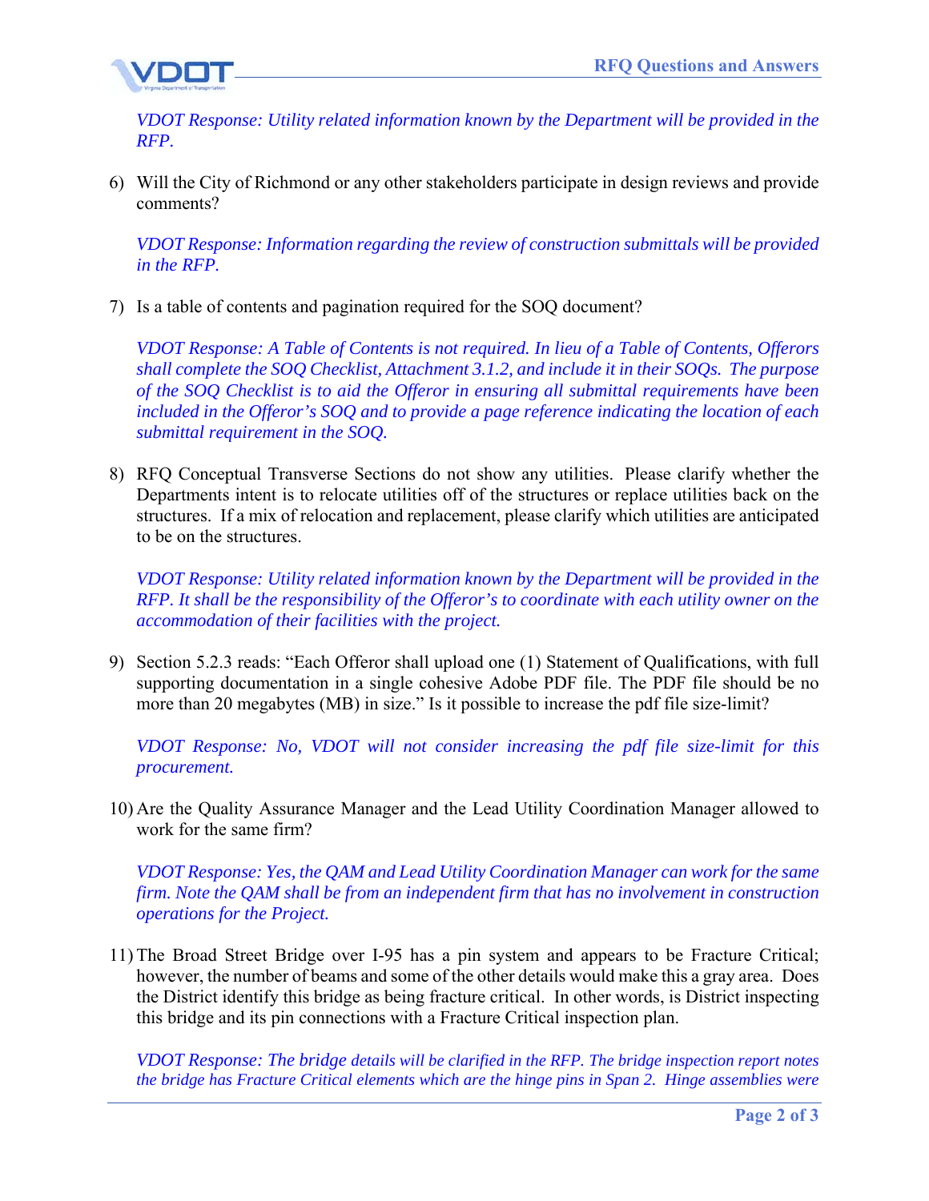*VDOT Response: Utility related information known by the Department will be provided in the RFP.*

6) Will the City of Richmond or any other stakeholders participate in design reviews and provide comments?

   *VDOT Response: Information regarding the review of construction submittals will be provided in the RFP.*

7) Is a table of contents and pagination required for the SOQ document?

   *VDOT Response: A Table of Contents is not required. In lieu of a Table of Contents, Offerors shall complete the SOQ Checklist, Attachment 3.1.2, and include it in their SOQs. The purpose of the SOQ Checklist is to aid the Offeror in ensuring all submittal requirements have been included in the Offeror's SOQ and to provide a page reference indicating the location of each submittal requirement in the SOQ.*

8) RFQ Conceptual Transverse Sections do not show any utilities. Please clarify whether the Departments intent is to relocate utilities off of the structures or replace utilities back on the structures. If a mix of relocation and replacement, please clarify which utilities are anticipated to be on the structures.

   *VDOT Response: Utility related information known by the Department will be provided in the RFP. It shall be the responsibility of the Offeror's to coordinate with each utility owner on the accommodation of their facilities with the project.*

9) Section 5.2.3 reads: "Each Offeror shall upload one (1) Statement of Qualifications, with full supporting documentation in a single cohesive Adobe PDF file. The PDF file should be no more than 20 megabytes (MB) in size." Is it possible to increase the pdf file size-limit?

   *VDOT Response: No, VDOT will not consider increasing the pdf file size-limit for this procurement.*

10) Are the Quality Assurance Manager and the Lead Utility Coordination Manager allowed to work for the same firm?

    *VDOT Response: Yes, the QAM and Lead Utility Coordination Manager can work for the same firm. Note the QAM shall be from an independent firm that has no involvement in construction operations for the Project.*

11) The Broad Street Bridge over I-95 has a pin system and appears to be Fracture Critical; however, the number of beams and some of the other details would make this a gray area. Does the District identify this bridge as being fracture critical. In other words, is District inspecting this bridge and its pin connections with a Fracture Critical inspection plan.

    *VDOT Response: The bridge details will be clarified in the RFP. The bridge inspection report notes the bridge has Fracture Critical elements which are the hinge pins in Span 2. Hinge assemblies were*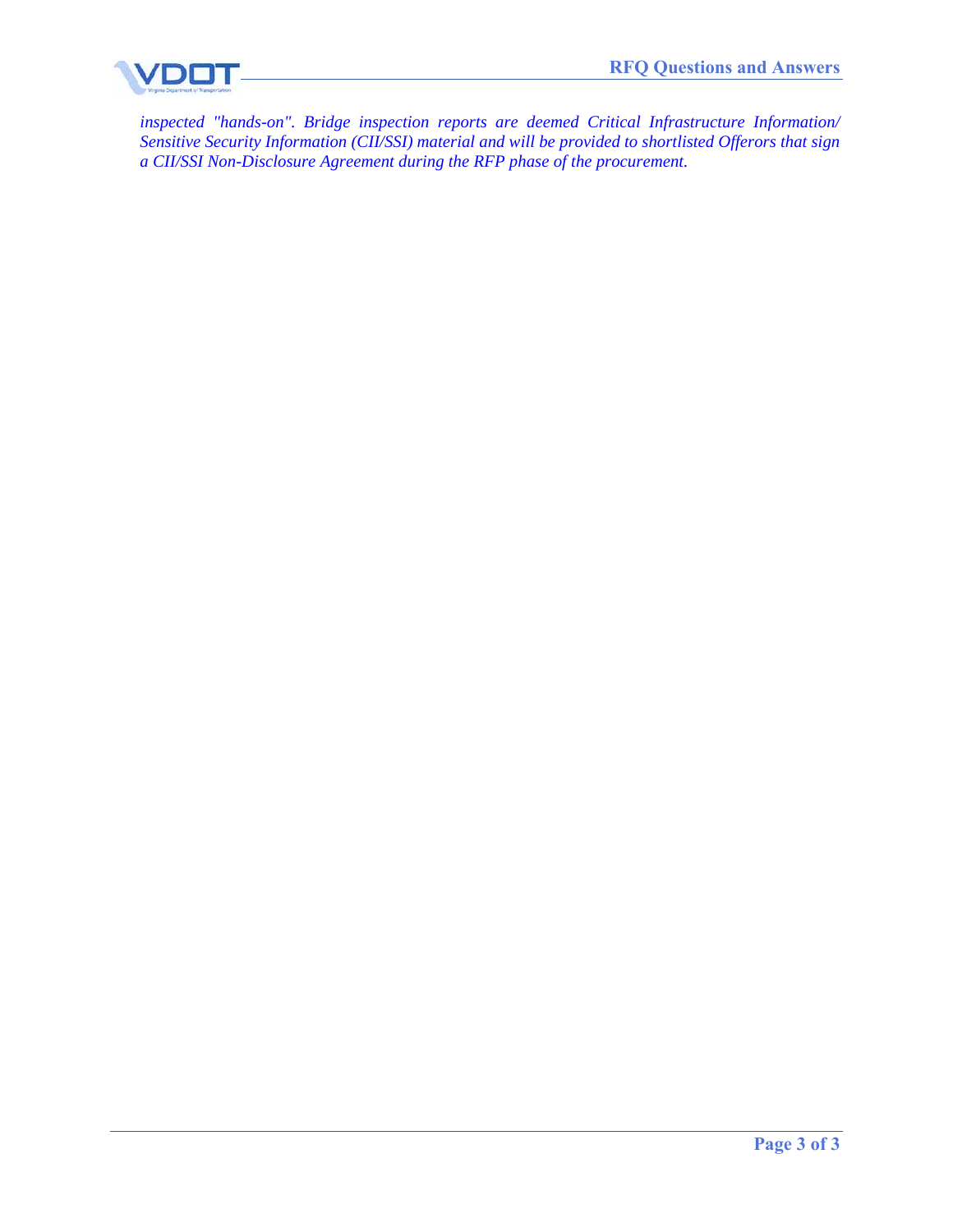*inspected "hands-on". Bridge inspection reports are deemed Critical Infrastructure Information/ Sensitive Security Information (CII/SSI) material and will be provided to shortlisted Offerors that sign a CII/SSI Non-Disclosure Agreement during the RFP phase of the procurement.*